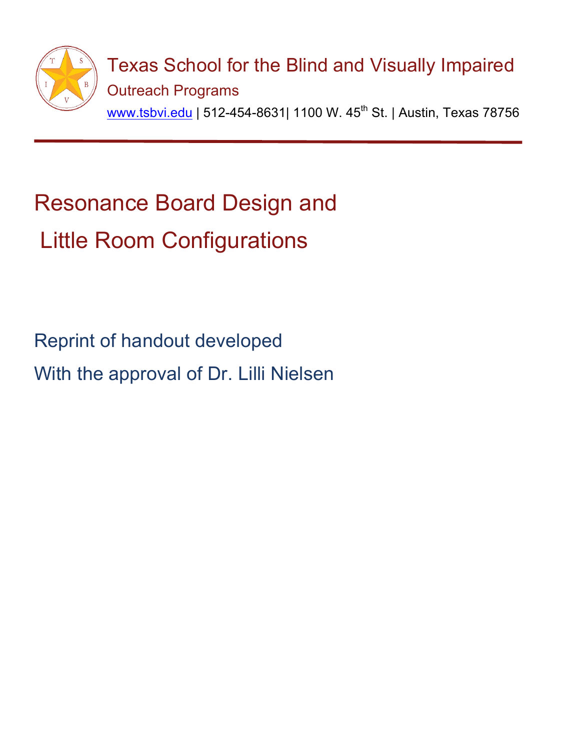Texas School for the Blind and Visually Impaired

Outreach Programs

www.tsbvi.edu | 512-454-8631| 1100 W. 45th St. | Austin, Texas 78756

---

# Resonance Board Design and Little Room Configurations

Reprint of handout developed

With the approval of Dr. Lilli Nielsen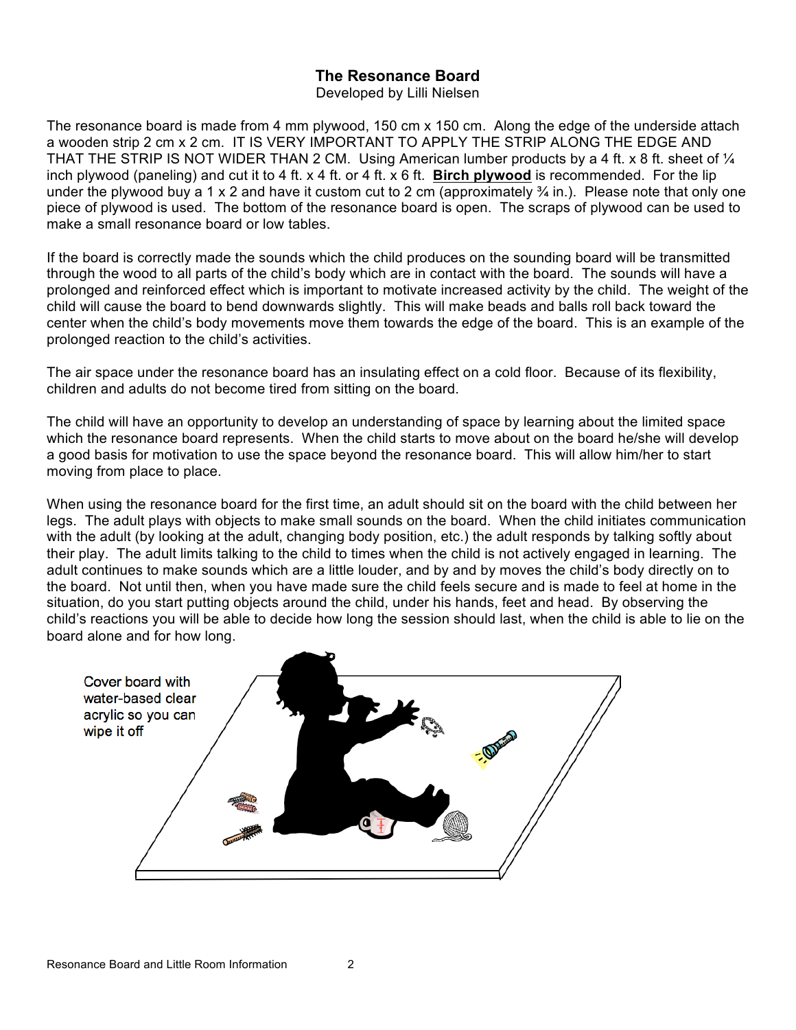# The Resonance Board

Developed by Lilli Nielsen

The resonance board is made from 4 mm plywood, 150 cm x 150 cm. Along the edge of the underside attach a wooden strip 2 cm x 2 cm. IT IS VERY IMPORTANT TO APPLY THE STRIP ALONG THE EDGE AND THAT THE STRIP IS NOT WIDER THAN 2 CM. Using American lumber products by a 4 ft. x 8 ft. sheet of ¼ inch plywood (paneling) and cut it to 4 ft. x 4 ft. or 4 ft. x 6 ft. **Birch plywood** is recommended. For the lip under the plywood buy a 1 x 2 and have it custom cut to 2 cm (approximately ¾ in.). Please note that only one piece of plywood is used. The bottom of the resonance board is open. The scraps of plywood can be used to make a small resonance board or low tables.

If the board is correctly made the sounds which the child produces on the sounding board will be transmitted through the wood to all parts of the child's body which are in contact with the board. The sounds will have a prolonged and reinforced effect which is important to motivate increased activity by the child. The weight of the child will cause the board to bend downwards slightly. This will make beads and balls roll back toward the center when the child's body movements move them towards the edge of the board. This is an example of the prolonged reaction to the child's activities.

The air space under the resonance board has an insulating effect on a cold floor. Because of its flexibility, children and adults do not become tired from sitting on the board.

The child will have an opportunity to develop an understanding of space by learning about the limited space which the resonance board represents. When the child starts to move about on the board he/she will develop a good basis for motivation to use the space beyond the resonance board. This will allow him/her to start moving from place to place.

When using the resonance board for the first time, an adult should sit on the board with the child between her legs. The adult plays with objects to make small sounds on the board. When the child initiates communication with the adult (by looking at the adult, changing body position, etc.) the adult responds by talking softly about their play. The adult limits talking to the child to times when the child is not actively engaged in learning. The adult continues to make sounds which are a little louder, and by and by moves the child's body directly on to the board. Not until then, when you have made sure the child feels secure and is made to feel at home in the situation, do you start putting objects around the child, under his hands, feet and head. By observing the child's reactions you will be able to decide how long the session should last, when the child is able to lie on the board alone and for how long.

Cover board with water-based clear acrylic so you can wipe it off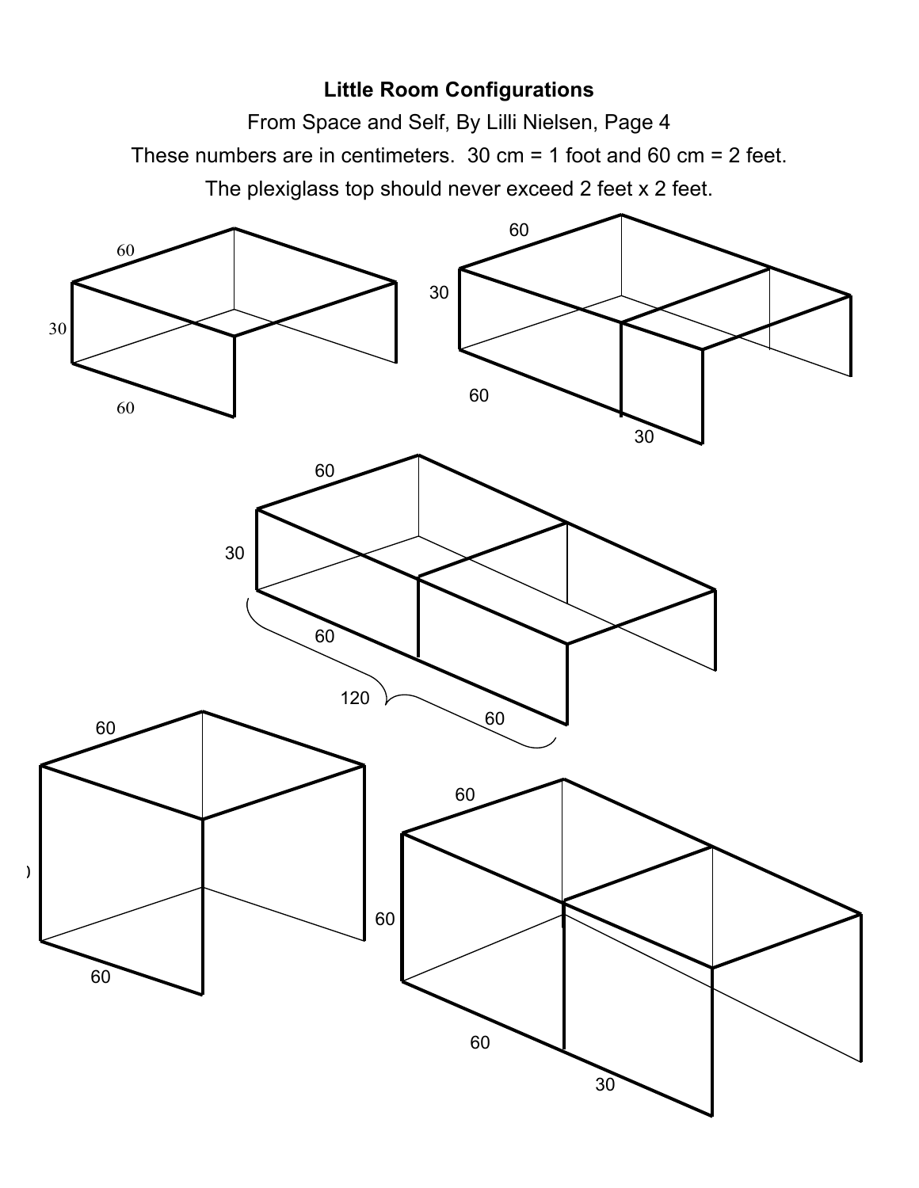**Little Room Configurations**

From Space and Self, By Lilli Nielsen, Page 4

These numbers are in centimeters. 30 cm = 1 foot and 60 cm = 2 feet.

The plexiglass top should never exceed 2 feet x 2 feet.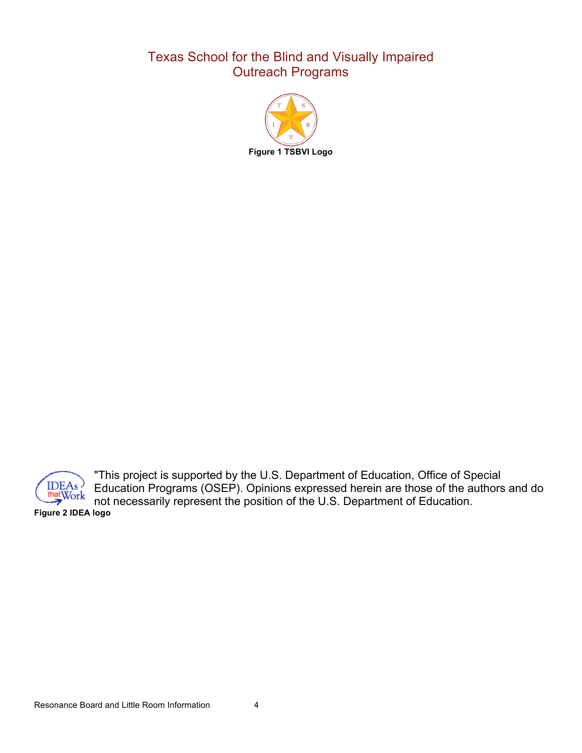# Texas School for the Blind and Visually Impaired
# Outreach Programs

**Figure 1 TSBVI Logo**

"This project is supported by the U.S. Department of Education, Office of Special Education Programs (OSEP). Opinions expressed herein are those of the authors and do not necessarily represent the position of the U.S. Department of Education.

**Figure 2 IDEA logo**